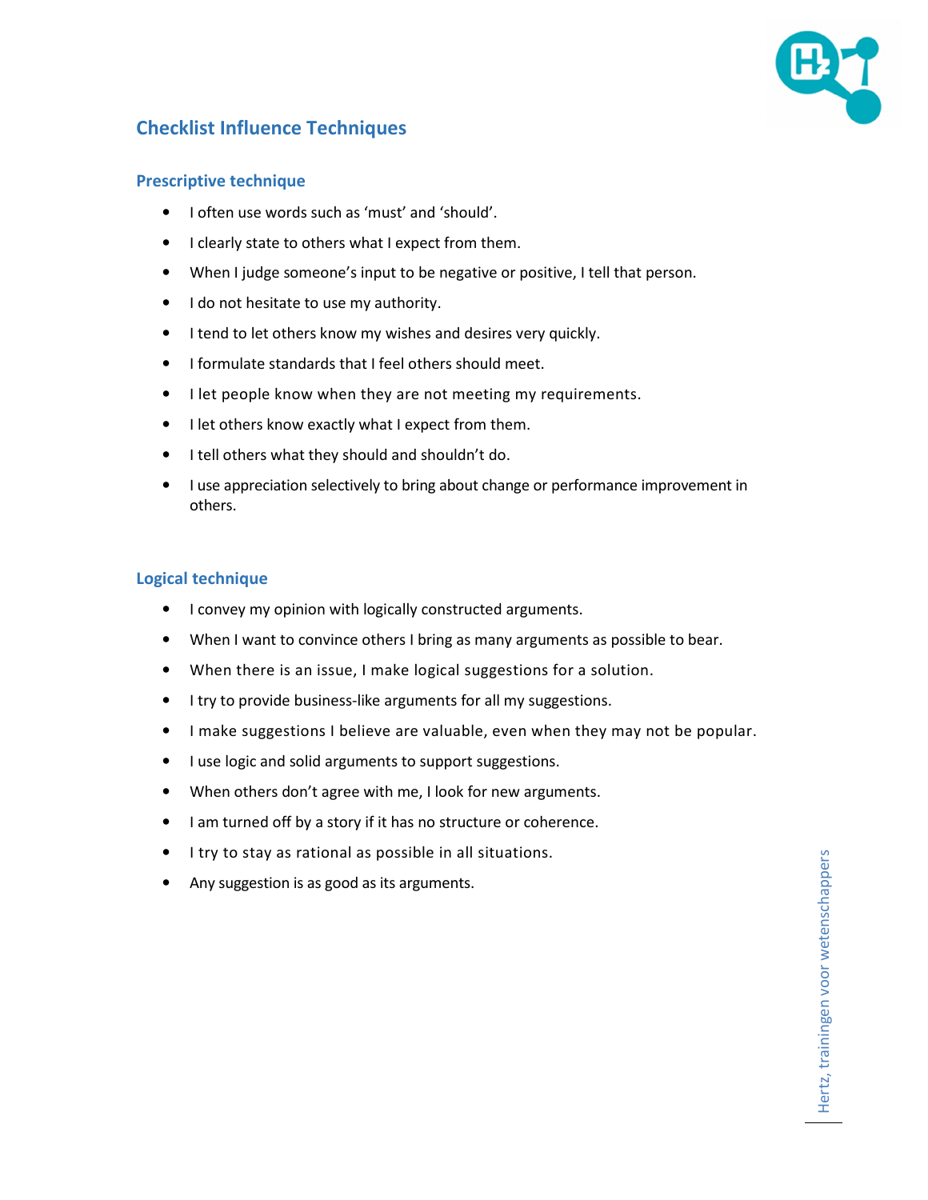# Checklist Influence Techniques

## Prescriptive technique

- I often use words such as 'must' and 'should'.
- I clearly state to others what I expect from them.
- When I judge someone's input to be negative or positive, I tell that person.
- I do not hesitate to use my authority.
- I tend to let others know my wishes and desires very quickly.
- I formulate standards that I feel others should meet.
- I let people know when they are not meeting my requirements.
- I let others know exactly what I expect from them.
- I tell others what they should and shouldn't do.
- I use appreciation selectively to bring about change or performance improvement in others.

## Logical technique

- I convey my opinion with logically constructed arguments.
- When I want to convince others I bring as many arguments as possible to bear.
- When there is an issue, I make logical suggestions for a solution.
- I try to provide business-like arguments for all my suggestions.
- I make suggestions I believe are valuable, even when they may not be popular.
- I use logic and solid arguments to support suggestions.
- When others don't agree with me, I look for new arguments.
- I am turned off by a story if it has no structure or coherence.
- I try to stay as rational as possible in all situations.
- Any suggestion is as good as its arguments.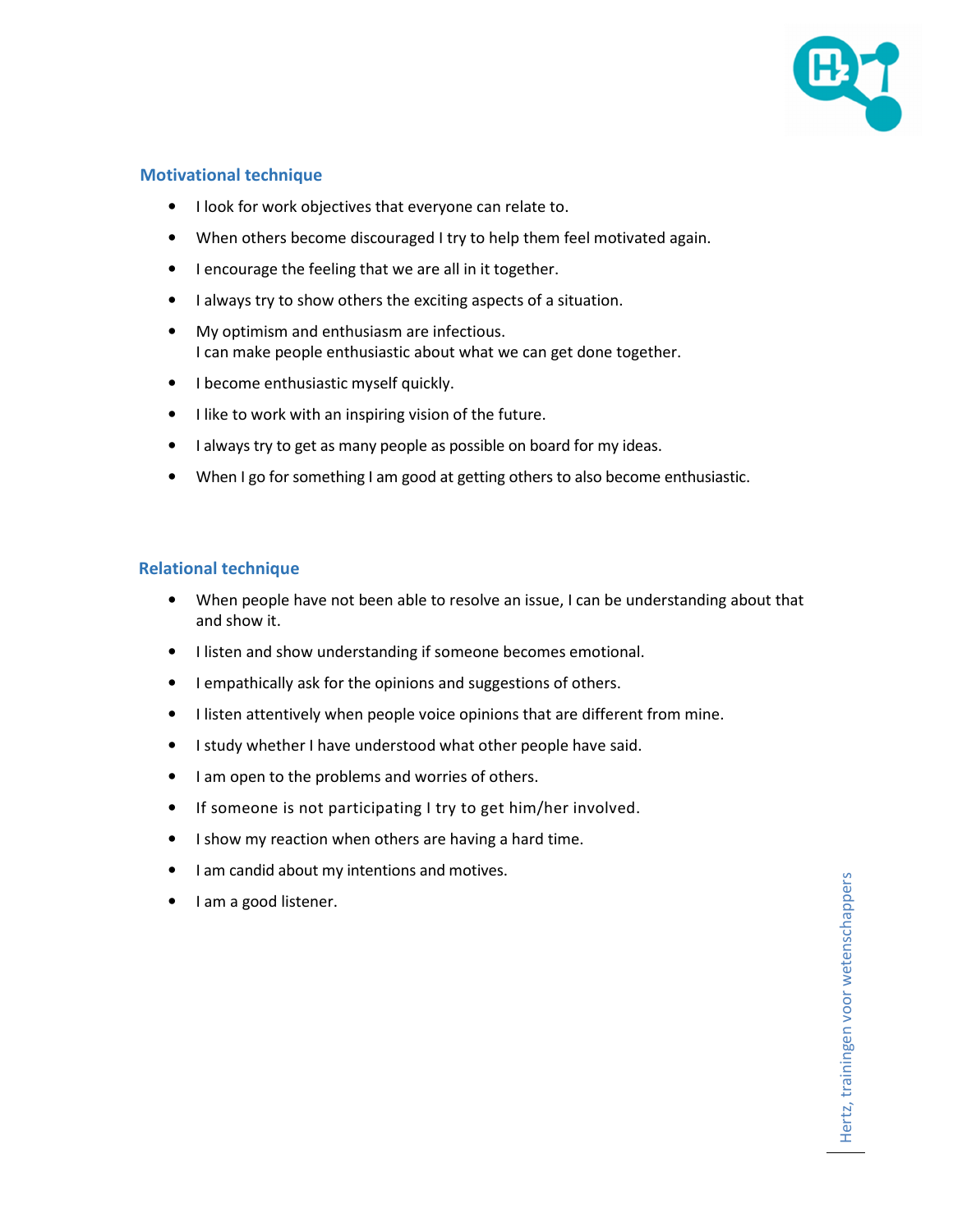## Motivational technique

- I look for work objectives that everyone can relate to.
- When others become discouraged I try to help them feel motivated again.
- I encourage the feeling that we are all in it together.
- I always try to show others the exciting aspects of a situation.
- My optimism and enthusiasm are infectious.
  I can make people enthusiastic about what we can get done together.
- I become enthusiastic myself quickly.
- I like to work with an inspiring vision of the future.
- I always try to get as many people as possible on board for my ideas.
- When I go for something I am good at getting others to also become enthusiastic.

## Relational technique

- When people have not been able to resolve an issue, I can be understanding about that and show it.
- I listen and show understanding if someone becomes emotional.
- I empathically ask for the opinions and suggestions of others.
- I listen attentively when people voice opinions that are different from mine.
- I study whether I have understood what other people have said.
- I am open to the problems and worries of others.
- If someone is not participating I try to get him/her involved.
- I show my reaction when others are having a hard time.
- I am candid about my intentions and motives.
- I am a good listener.